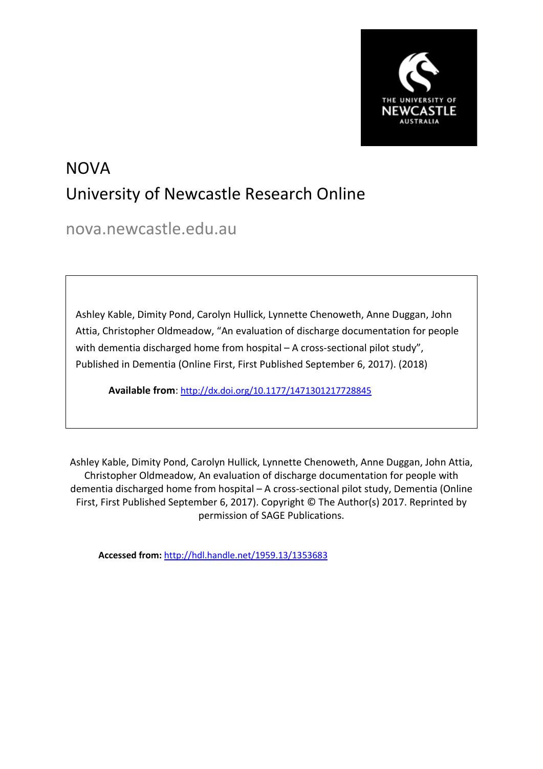THE UNIVERSITY OF NEWCASTLE AUSTRALIA

# NOVA
# University of Newcastle Research Online

nova.newcastle.edu.au

Ashley Kable, Dimity Pond, Carolyn Hullick, Lynnette Chenoweth, Anne Duggan, John Attia, Christopher Oldmeadow, "An evaluation of discharge documentation for people with dementia discharged home from hospital – A cross-sectional pilot study", Published in Dementia (Online First, First Published September 6, 2017). (2018)

**Available from**: http://dx.doi.org/10.1177/1471301217728845

Ashley Kable, Dimity Pond, Carolyn Hullick, Lynnette Chenoweth, Anne Duggan, John Attia, Christopher Oldmeadow, An evaluation of discharge documentation for people with dementia discharged home from hospital – A cross-sectional pilot study, Dementia (Online First, First Published September 6, 2017). Copyright © The Author(s) 2017. Reprinted by permission of SAGE Publications.

**Accessed from:** http://hdl.handle.net/1959.13/1353683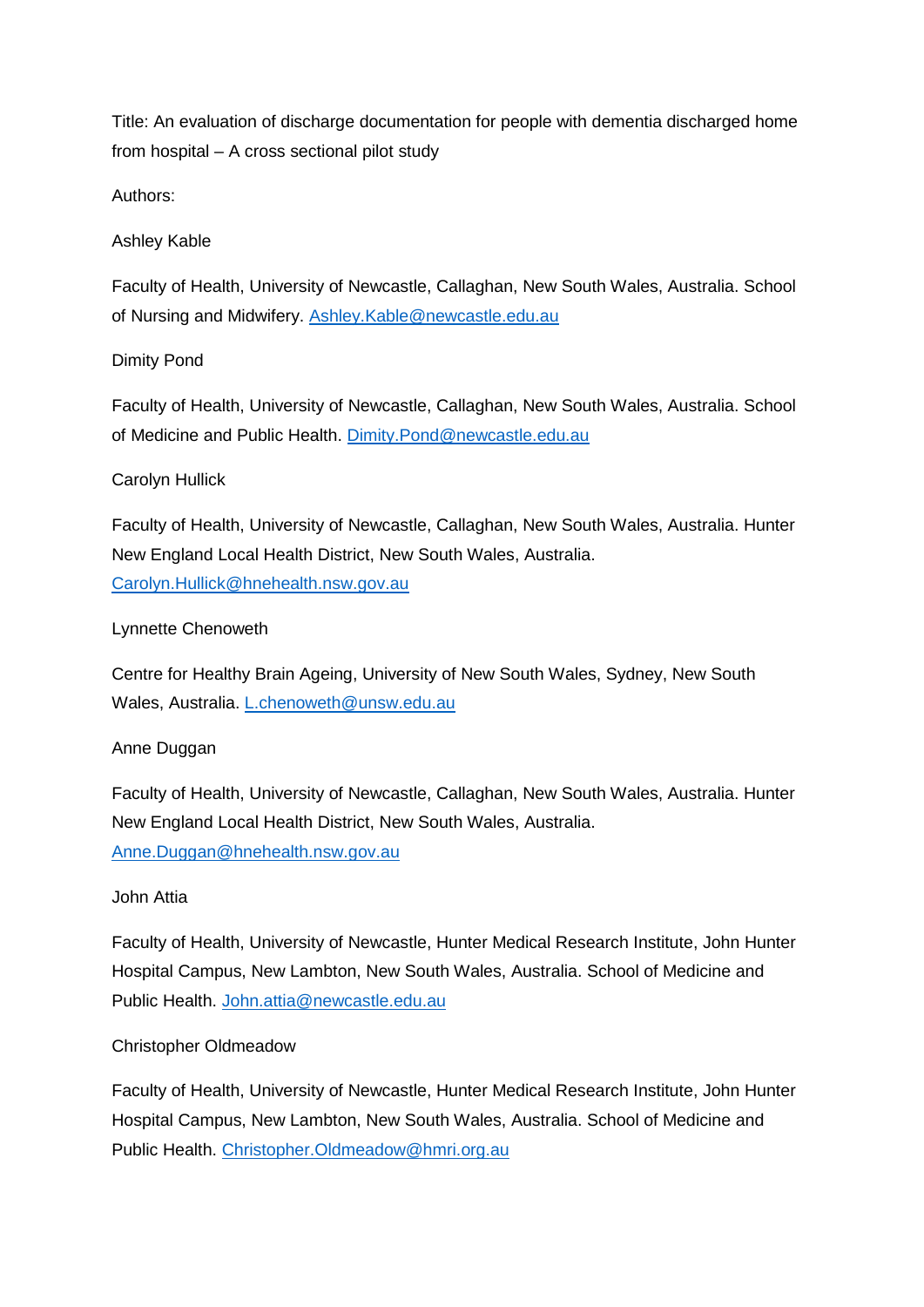Title: An evaluation of discharge documentation for people with dementia discharged home from hospital – A cross sectional pilot study

Authors:

Ashley Kable

Faculty of Health, University of Newcastle, Callaghan, New South Wales, Australia. School of Nursing and Midwifery. Ashley.Kable@newcastle.edu.au

Dimity Pond

Faculty of Health, University of Newcastle, Callaghan, New South Wales, Australia. School of Medicine and Public Health. Dimity.Pond@newcastle.edu.au

Carolyn Hullick

Faculty of Health, University of Newcastle, Callaghan, New South Wales, Australia. Hunter New England Local Health District, New South Wales, Australia. Carolyn.Hullick@hnehealth.nsw.gov.au

Lynnette Chenoweth

Centre for Healthy Brain Ageing, University of New South Wales, Sydney, New South Wales, Australia. L.chenoweth@unsw.edu.au

Anne Duggan

Faculty of Health, University of Newcastle, Callaghan, New South Wales, Australia. Hunter New England Local Health District, New South Wales, Australia. Anne.Duggan@hnehealth.nsw.gov.au

John Attia

Faculty of Health, University of Newcastle, Hunter Medical Research Institute, John Hunter Hospital Campus, New Lambton, New South Wales, Australia. School of Medicine and Public Health. John.attia@newcastle.edu.au

Christopher Oldmeadow

Faculty of Health, University of Newcastle, Hunter Medical Research Institute, John Hunter Hospital Campus, New Lambton, New South Wales, Australia. School of Medicine and Public Health. Christopher.Oldmeadow@hmri.org.au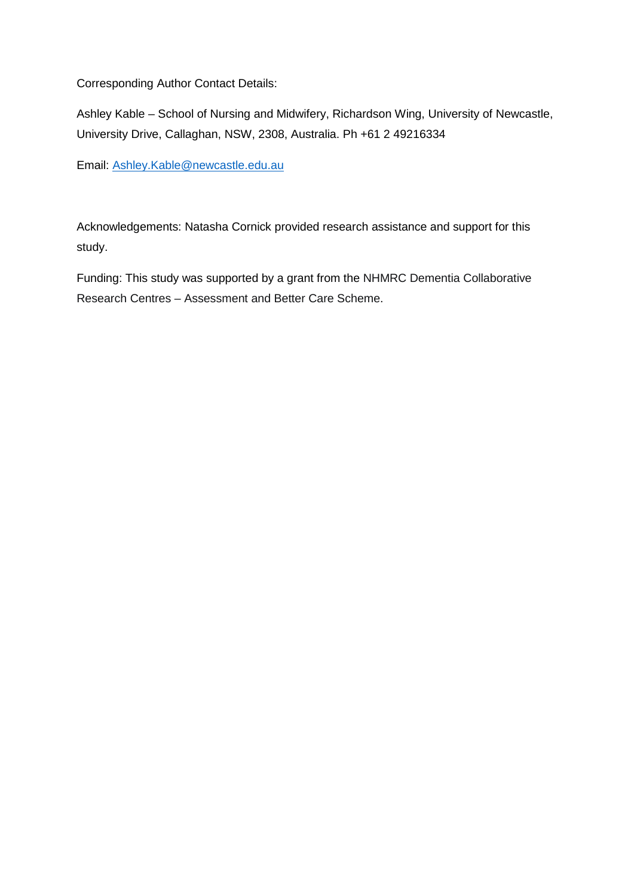Corresponding Author Contact Details:

Ashley Kable – School of Nursing and Midwifery, Richardson Wing, University of Newcastle, University Drive, Callaghan, NSW, 2308, Australia. Ph +61 2 49216334

Email: [Ashley.Kable@newcastle.edu.au](mailto:Ashley.Kable@newcastle.edu.au)

Acknowledgements: Natasha Cornick provided research assistance and support for this study.

Funding: This study was supported by a grant from the NHMRC Dementia Collaborative Research Centres – Assessment and Better Care Scheme.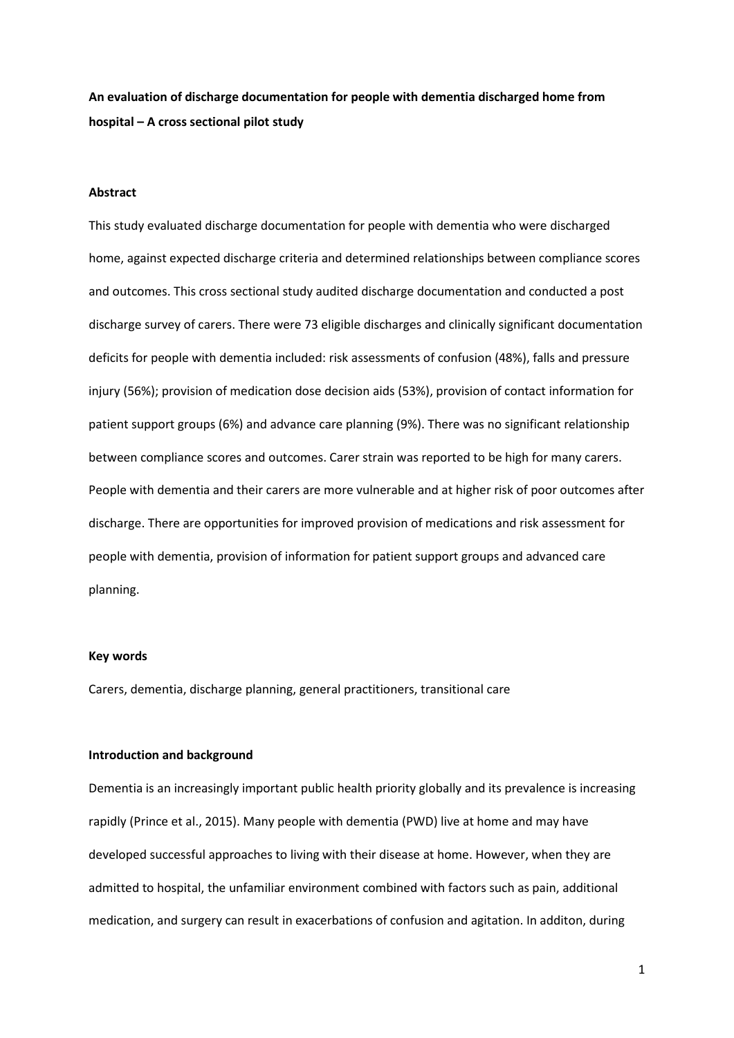**An evaluation of discharge documentation for people with dementia discharged home from hospital – A cross sectional pilot study**

**Abstract**

This study evaluated discharge documentation for people with dementia who were discharged home, against expected discharge criteria and determined relationships between compliance scores and outcomes. This cross sectional study audited discharge documentation and conducted a post discharge survey of carers. There were 73 eligible discharges and clinically significant documentation deficits for people with dementia included: risk assessments of confusion (48%), falls and pressure injury (56%); provision of medication dose decision aids (53%), provision of contact information for patient support groups (6%) and advance care planning (9%). There was no significant relationship between compliance scores and outcomes. Carer strain was reported to be high for many carers. People with dementia and their carers are more vulnerable and at higher risk of poor outcomes after discharge. There are opportunities for improved provision of medications and risk assessment for people with dementia, provision of information for patient support groups and advanced care planning.

**Key words**

Carers, dementia, discharge planning, general practitioners, transitional care

**Introduction and background**

Dementia is an increasingly important public health priority globally and its prevalence is increasing rapidly (Prince et al., 2015). Many people with dementia (PWD) live at home and may have developed successful approaches to living with their disease at home. However, when they are admitted to hospital, the unfamiliar environment combined with factors such as pain, additional medication, and surgery can result in exacerbations of confusion and agitation. In additon, during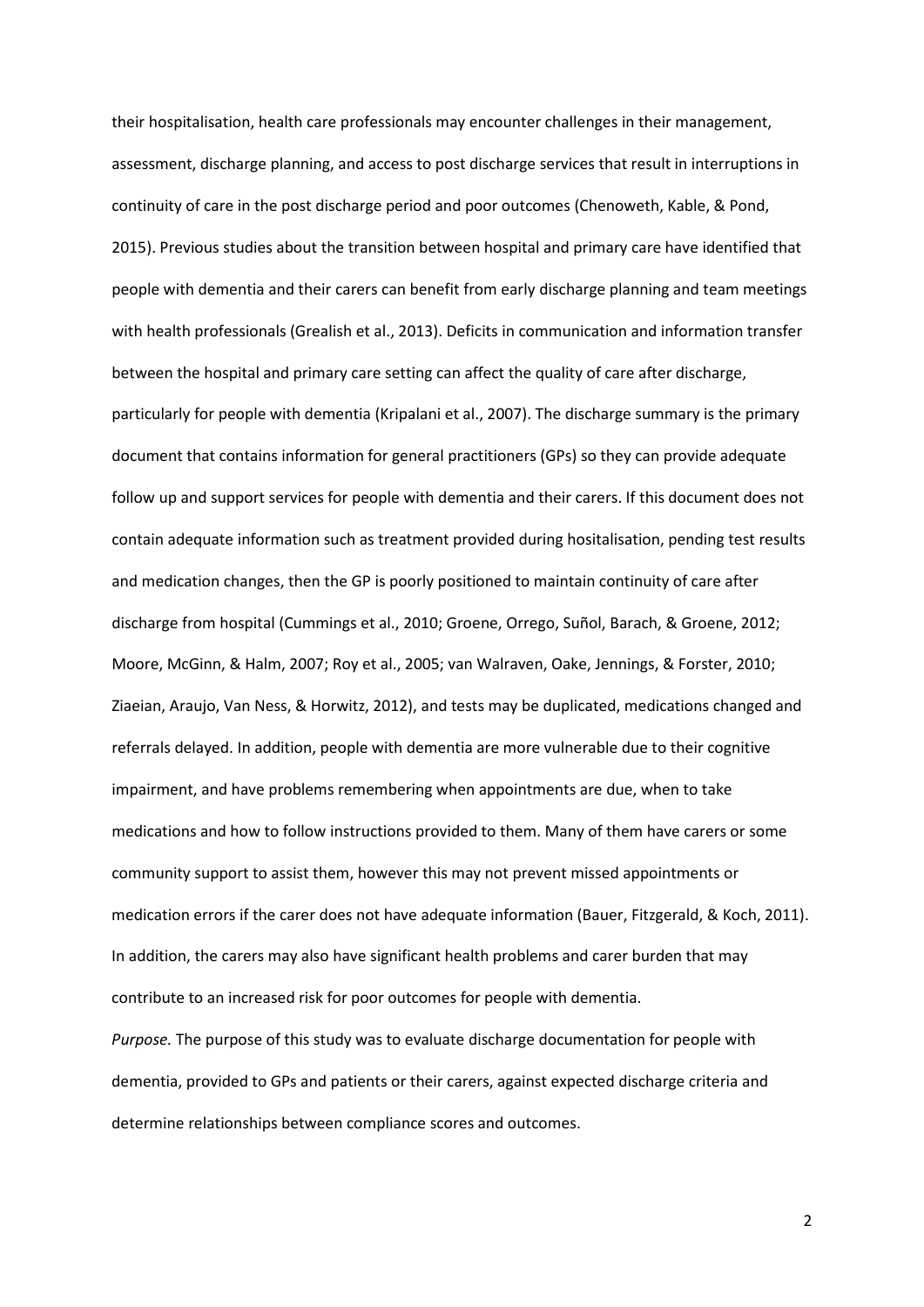their hospitalisation, health care professionals may encounter challenges in their management, assessment, discharge planning, and access to post discharge services that result in interruptions in continuity of care in the post discharge period and poor outcomes (Chenoweth, Kable, & Pond, 2015). Previous studies about the transition between hospital and primary care have identified that people with dementia and their carers can benefit from early discharge planning and team meetings with health professionals (Grealish et al., 2013). Deficits in communication and information transfer between the hospital and primary care setting can affect the quality of care after discharge, particularly for people with dementia (Kripalani et al., 2007). The discharge summary is the primary document that contains information for general practitioners (GPs) so they can provide adequate follow up and support services for people with dementia and their carers. If this document does not contain adequate information such as treatment provided during hositalisation, pending test results and medication changes, then the GP is poorly positioned to maintain continuity of care after discharge from hospital (Cummings et al., 2010; Groene, Orrego, Suñol, Barach, & Groene, 2012; Moore, McGinn, & Halm, 2007; Roy et al., 2005; van Walraven, Oake, Jennings, & Forster, 2010; Ziaeian, Araujo, Van Ness, & Horwitz, 2012), and tests may be duplicated, medications changed and referrals delayed. In addition, people with dementia are more vulnerable due to their cognitive impairment, and have problems remembering when appointments are due, when to take medications and how to follow instructions provided to them. Many of them have carers or some community support to assist them, however this may not prevent missed appointments or medication errors if the carer does not have adequate information (Bauer, Fitzgerald, & Koch, 2011). In addition, the carers may also have significant health problems and carer burden that may contribute to an increased risk for poor outcomes for people with dementia.

*Purpose.* The purpose of this study was to evaluate discharge documentation for people with dementia, provided to GPs and patients or their carers, against expected discharge criteria and determine relationships between compliance scores and outcomes.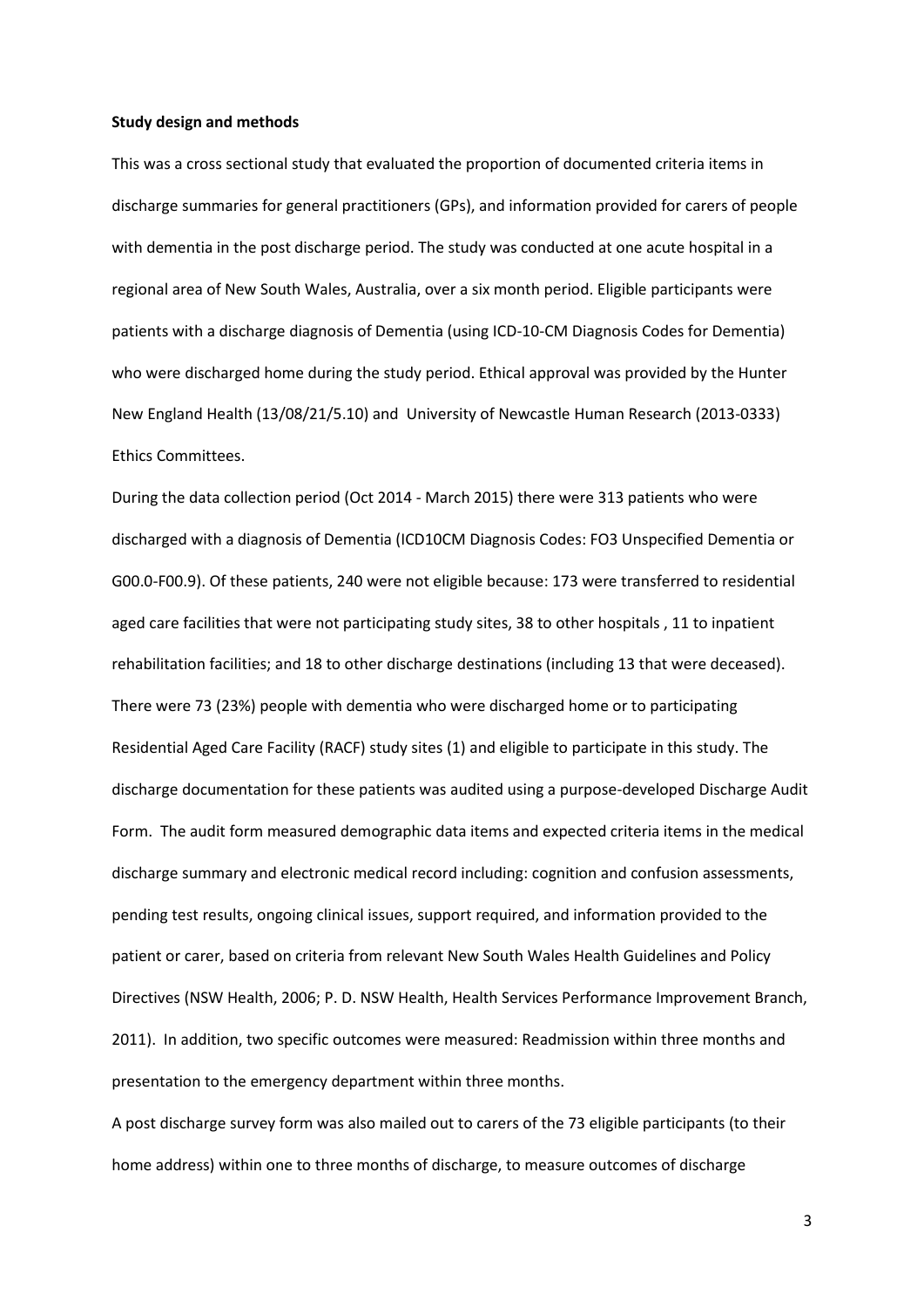**Study design and methods**

This was a cross sectional study that evaluated the proportion of documented criteria items in discharge summaries for general practitioners (GPs), and information provided for carers of people with dementia in the post discharge period. The study was conducted at one acute hospital in a regional area of New South Wales, Australia, over a six month period. Eligible participants were patients with a discharge diagnosis of Dementia (using ICD-10-CM Diagnosis Codes for Dementia) who were discharged home during the study period. Ethical approval was provided by the Hunter New England Health (13/08/21/5.10) and University of Newcastle Human Research (2013-0333) Ethics Committees.

During the data collection period (Oct 2014 - March 2015) there were 313 patients who were discharged with a diagnosis of Dementia (ICD10CM Diagnosis Codes: FO3 Unspecified Dementia or G00.0-F00.9). Of these patients, 240 were not eligible because: 173 were transferred to residential aged care facilities that were not participating study sites, 38 to other hospitals , 11 to inpatient rehabilitation facilities; and 18 to other discharge destinations (including 13 that were deceased). There were 73 (23%) people with dementia who were discharged home or to participating Residential Aged Care Facility (RACF) study sites (1) and eligible to participate in this study. The discharge documentation for these patients was audited using a purpose-developed Discharge Audit Form. The audit form measured demographic data items and expected criteria items in the medical discharge summary and electronic medical record including: cognition and confusion assessments, pending test results, ongoing clinical issues, support required, and information provided to the patient or carer, based on criteria from relevant New South Wales Health Guidelines and Policy Directives (NSW Health, 2006; P. D. NSW Health, Health Services Performance Improvement Branch, 2011). In addition, two specific outcomes were measured: Readmission within three months and presentation to the emergency department within three months.

A post discharge survey form was also mailed out to carers of the 73 eligible participants (to their home address) within one to three months of discharge, to measure outcomes of discharge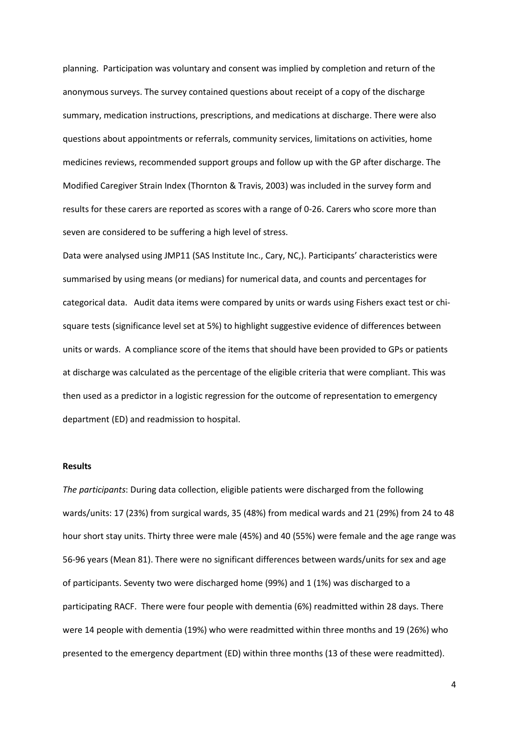planning. Participation was voluntary and consent was implied by completion and return of the anonymous surveys. The survey contained questions about receipt of a copy of the discharge summary, medication instructions, prescriptions, and medications at discharge. There were also questions about appointments or referrals, community services, limitations on activities, home medicines reviews, recommended support groups and follow up with the GP after discharge. The Modified Caregiver Strain Index (Thornton & Travis, 2003) was included in the survey form and results for these carers are reported as scores with a range of 0-26. Carers who score more than seven are considered to be suffering a high level of stress.

Data were analysed using JMP11 (SAS Institute Inc., Cary, NC,). Participants' characteristics were summarised by using means (or medians) for numerical data, and counts and percentages for categorical data. Audit data items were compared by units or wards using Fishers exact test or chi-square tests (significance level set at 5%) to highlight suggestive evidence of differences between units or wards. A compliance score of the items that should have been provided to GPs or patients at discharge was calculated as the percentage of the eligible criteria that were compliant. This was then used as a predictor in a logistic regression for the outcome of representation to emergency department (ED) and readmission to hospital.

**Results**

*The participants*: During data collection, eligible patients were discharged from the following wards/units: 17 (23%) from surgical wards, 35 (48%) from medical wards and 21 (29%) from 24 to 48 hour short stay units. Thirty three were male (45%) and 40 (55%) were female and the age range was 56-96 years (Mean 81). There were no significant differences between wards/units for sex and age of participants. Seventy two were discharged home (99%) and 1 (1%) was discharged to a participating RACF. There were four people with dementia (6%) readmitted within 28 days. There were 14 people with dementia (19%) who were readmitted within three months and 19 (26%) who presented to the emergency department (ED) within three months (13 of these were readmitted).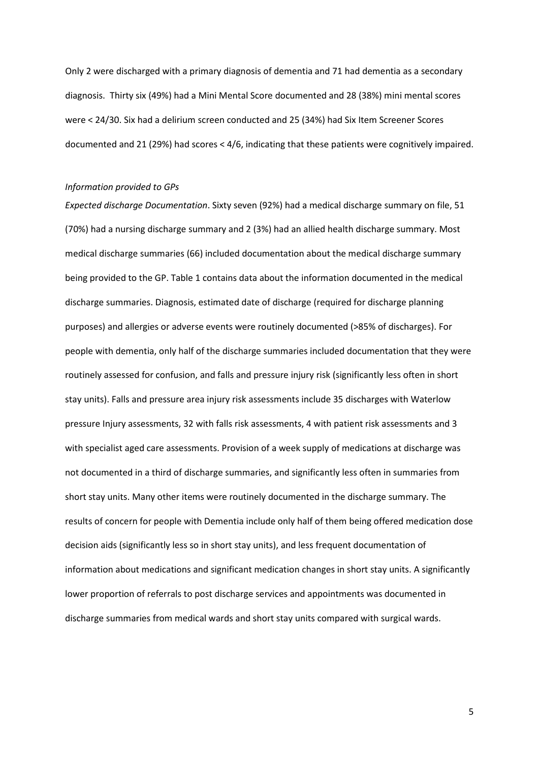Only 2 were discharged with a primary diagnosis of dementia and 71 had dementia as a secondary diagnosis. Thirty six (49%) had a Mini Mental Score documented and 28 (38%) mini mental scores were < 24/30. Six had a delirium screen conducted and 25 (34%) had Six Item Screener Scores documented and 21 (29%) had scores < 4/6, indicating that these patients were cognitively impaired.

*Information provided to GPs*

*Expected discharge Documentation*. Sixty seven (92%) had a medical discharge summary on file, 51 (70%) had a nursing discharge summary and 2 (3%) had an allied health discharge summary. Most medical discharge summaries (66) included documentation about the medical discharge summary being provided to the GP. Table 1 contains data about the information documented in the medical discharge summaries. Diagnosis, estimated date of discharge (required for discharge planning purposes) and allergies or adverse events were routinely documented (>85% of discharges). For people with dementia, only half of the discharge summaries included documentation that they were routinely assessed for confusion, and falls and pressure injury risk (significantly less often in short stay units). Falls and pressure area injury risk assessments include 35 discharges with Waterlow pressure Injury assessments, 32 with falls risk assessments, 4 with patient risk assessments and 3 with specialist aged care assessments. Provision of a week supply of medications at discharge was not documented in a third of discharge summaries, and significantly less often in summaries from short stay units. Many other items were routinely documented in the discharge summary. The results of concern for people with Dementia include only half of them being offered medication dose decision aids (significantly less so in short stay units), and less frequent documentation of information about medications and significant medication changes in short stay units. A significantly lower proportion of referrals to post discharge services and appointments was documented in discharge summaries from medical wards and short stay units compared with surgical wards.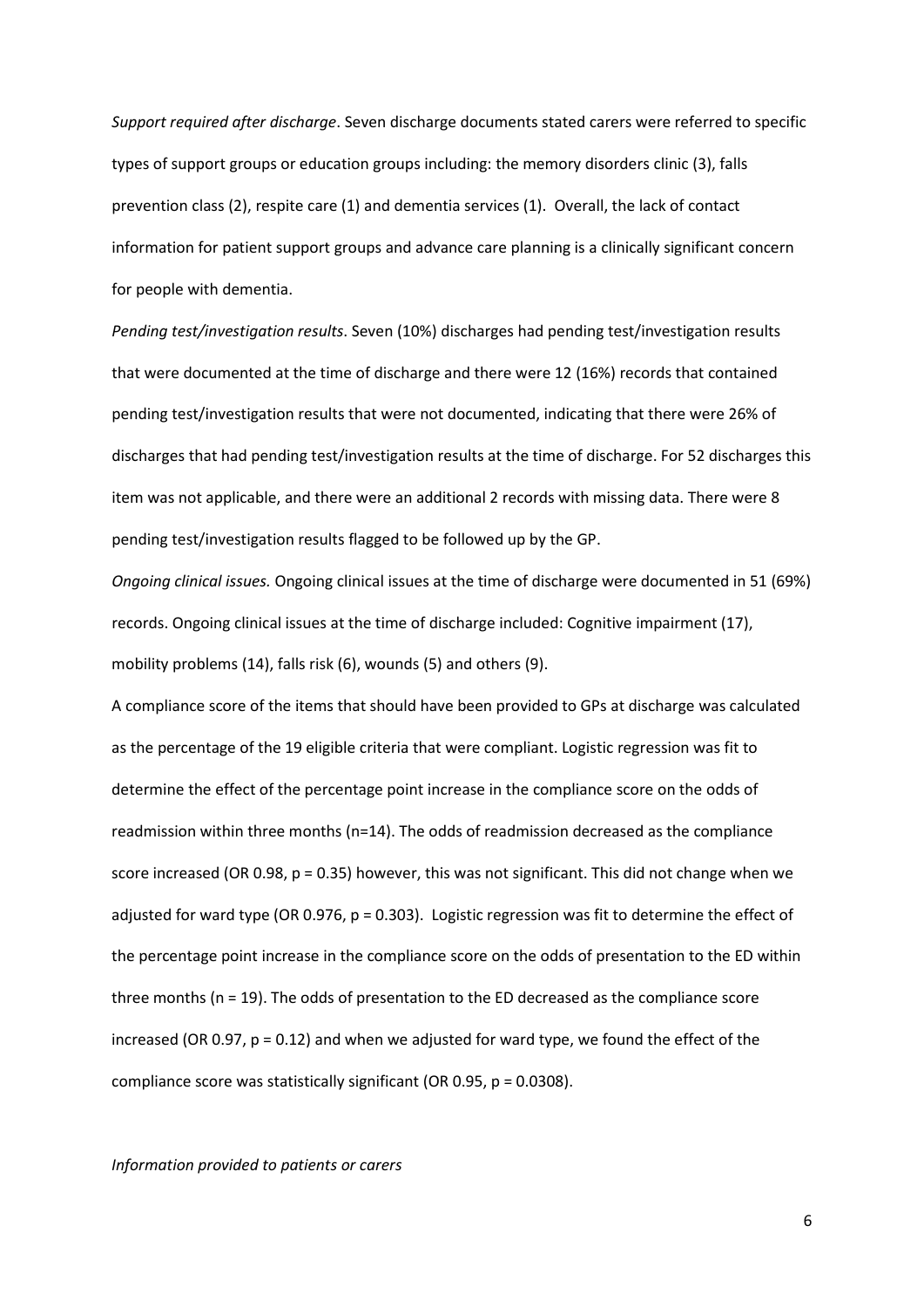*Support required after discharge*. Seven discharge documents stated carers were referred to specific types of support groups or education groups including: the memory disorders clinic (3), falls prevention class (2), respite care (1) and dementia services (1). Overall, the lack of contact information for patient support groups and advance care planning is a clinically significant concern for people with dementia.

*Pending test/investigation results*. Seven (10%) discharges had pending test/investigation results that were documented at the time of discharge and there were 12 (16%) records that contained pending test/investigation results that were not documented, indicating that there were 26% of discharges that had pending test/investigation results at the time of discharge. For 52 discharges this item was not applicable, and there were an additional 2 records with missing data. There were 8 pending test/investigation results flagged to be followed up by the GP.

*Ongoing clinical issues.* Ongoing clinical issues at the time of discharge were documented in 51 (69%) records. Ongoing clinical issues at the time of discharge included: Cognitive impairment (17), mobility problems (14), falls risk (6), wounds (5) and others (9).

A compliance score of the items that should have been provided to GPs at discharge was calculated as the percentage of the 19 eligible criteria that were compliant. Logistic regression was fit to determine the effect of the percentage point increase in the compliance score on the odds of readmission within three months (n=14). The odds of readmission decreased as the compliance score increased (OR 0.98, $p = 0.35$) however, this was not significant. This did not change when we adjusted for ward type (OR 0.976, $p = 0.303$). Logistic regression was fit to determine the effect of the percentage point increase in the compliance score on the odds of presentation to the ED within three months (n = 19). The odds of presentation to the ED decreased as the compliance score increased (OR 0.97, $p = 0.12$) and when we adjusted for ward type, we found the effect of the compliance score was statistically significant (OR 0.95, $p = 0.0308$).

*Information provided to patients or carers*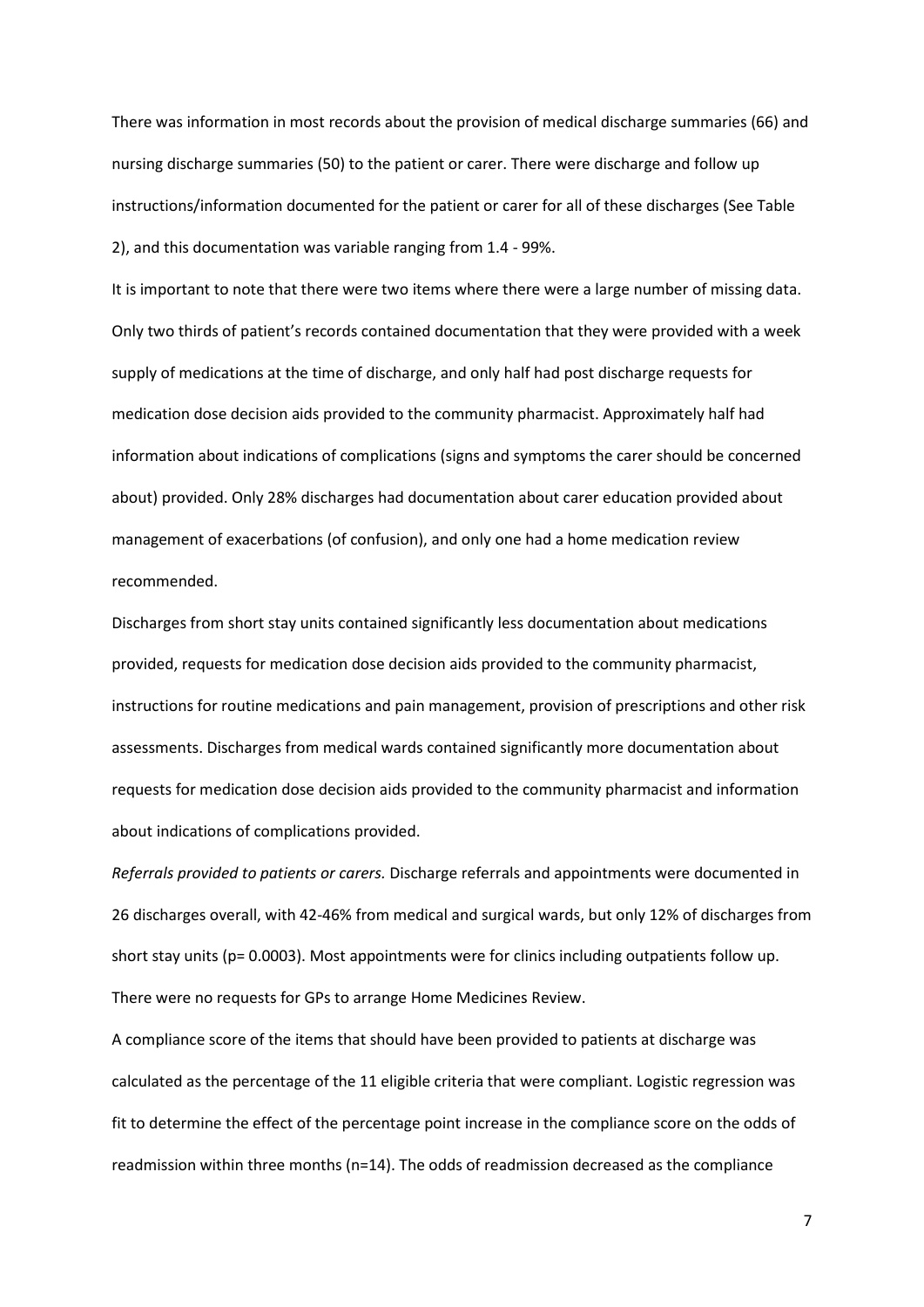There was information in most records about the provision of medical discharge summaries (66) and nursing discharge summaries (50) to the patient or carer. There were discharge and follow up instructions/information documented for the patient or carer for all of these discharges (See Table 2), and this documentation was variable ranging from 1.4 - 99%.

It is important to note that there were two items where there were a large number of missing data. Only two thirds of patient's records contained documentation that they were provided with a week supply of medications at the time of discharge, and only half had post discharge requests for medication dose decision aids provided to the community pharmacist. Approximately half had information about indications of complications (signs and symptoms the carer should be concerned about) provided. Only 28% discharges had documentation about carer education provided about management of exacerbations (of confusion), and only one had a home medication review recommended.

Discharges from short stay units contained significantly less documentation about medications provided, requests for medication dose decision aids provided to the community pharmacist, instructions for routine medications and pain management, provision of prescriptions and other risk assessments. Discharges from medical wards contained significantly more documentation about requests for medication dose decision aids provided to the community pharmacist and information about indications of complications provided.

*Referrals provided to patients or carers.* Discharge referrals and appointments were documented in 26 discharges overall, with 42-46% from medical and surgical wards, but only 12% of discharges from short stay units ($p = 0.0003$). Most appointments were for clinics including outpatients follow up. There were no requests for GPs to arrange Home Medicines Review.

A compliance score of the items that should have been provided to patients at discharge was calculated as the percentage of the 11 eligible criteria that were compliant. Logistic regression was fit to determine the effect of the percentage point increase in the compliance score on the odds of readmission within three months ($n=14$). The odds of readmission decreased as the compliance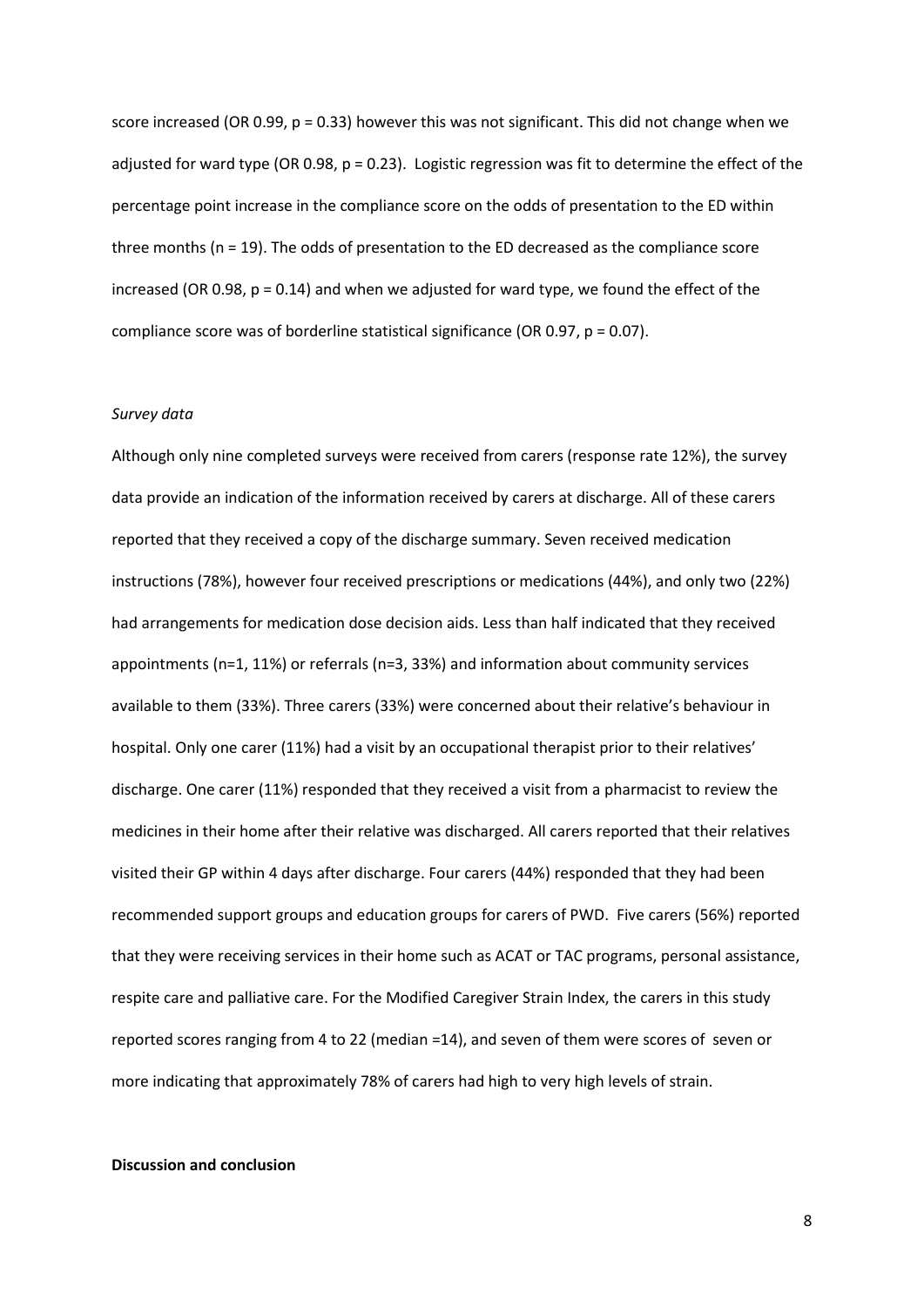score increased (OR 0.99, $p = 0.33$) however this was not significant. This did not change when we adjusted for ward type (OR 0.98, $p = 0.23$). Logistic regression was fit to determine the effect of the percentage point increase in the compliance score on the odds of presentation to the ED within three months ($n = 19$). The odds of presentation to the ED decreased as the compliance score increased (OR 0.98, $p = 0.14$) and when we adjusted for ward type, we found the effect of the compliance score was of borderline statistical significance (OR 0.97, $p = 0.07$).

*Survey data*

Although only nine completed surveys were received from carers (response rate 12%), the survey data provide an indication of the information received by carers at discharge. All of these carers reported that they received a copy of the discharge summary. Seven received medication instructions (78%), however four received prescriptions or medications (44%), and only two (22%) had arrangements for medication dose decision aids. Less than half indicated that they received appointments (n=1, 11%) or referrals (n=3, 33%) and information about community services available to them (33%). Three carers (33%) were concerned about their relative's behaviour in hospital. Only one carer (11%) had a visit by an occupational therapist prior to their relatives' discharge. One carer (11%) responded that they received a visit from a pharmacist to review the medicines in their home after their relative was discharged. All carers reported that their relatives visited their GP within 4 days after discharge. Four carers (44%) responded that they had been recommended support groups and education groups for carers of PWD. Five carers (56%) reported that they were receiving services in their home such as ACAT or TAC programs, personal assistance, respite care and palliative care. For the Modified Caregiver Strain Index, the carers in this study reported scores ranging from 4 to 22 (median =14), and seven of them were scores of seven or more indicating that approximately 78% of carers had high to very high levels of strain.

**Discussion and conclusion**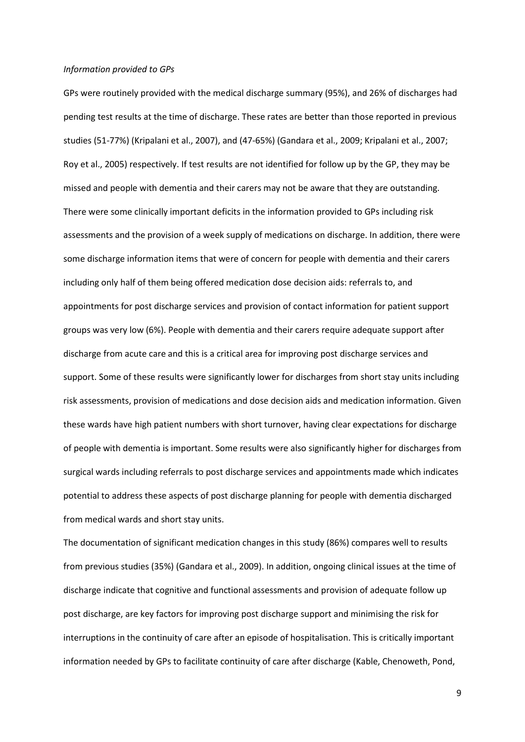*Information provided to GPs*

GPs were routinely provided with the medical discharge summary (95%), and 26% of discharges had pending test results at the time of discharge. These rates are better than those reported in previous studies (51-77%) (Kripalani et al., 2007), and (47-65%) (Gandara et al., 2009; Kripalani et al., 2007; Roy et al., 2005) respectively. If test results are not identified for follow up by the GP, they may be missed and people with dementia and their carers may not be aware that they are outstanding. There were some clinically important deficits in the information provided to GPs including risk assessments and the provision of a week supply of medications on discharge. In addition, there were some discharge information items that were of concern for people with dementia and their carers including only half of them being offered medication dose decision aids: referrals to, and appointments for post discharge services and provision of contact information for patient support groups was very low (6%). People with dementia and their carers require adequate support after discharge from acute care and this is a critical area for improving post discharge services and support. Some of these results were significantly lower for discharges from short stay units including risk assessments, provision of medications and dose decision aids and medication information. Given these wards have high patient numbers with short turnover, having clear expectations for discharge of people with dementia is important. Some results were also significantly higher for discharges from surgical wards including referrals to post discharge services and appointments made which indicates potential to address these aspects of post discharge planning for people with dementia discharged from medical wards and short stay units.

The documentation of significant medication changes in this study (86%) compares well to results from previous studies (35%) (Gandara et al., 2009). In addition, ongoing clinical issues at the time of discharge indicate that cognitive and functional assessments and provision of adequate follow up post discharge, are key factors for improving post discharge support and minimising the risk for interruptions in the continuity of care after an episode of hospitalisation. This is critically important information needed by GPs to facilitate continuity of care after discharge (Kable, Chenoweth, Pond,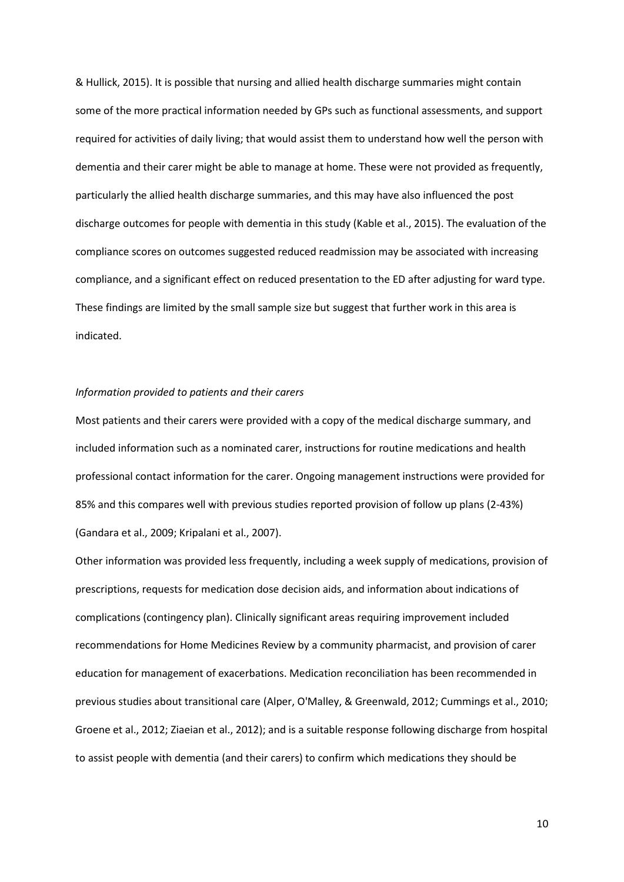& Hullick, 2015). It is possible that nursing and allied health discharge summaries might contain some of the more practical information needed by GPs such as functional assessments, and support required for activities of daily living; that would assist them to understand how well the person with dementia and their carer might be able to manage at home. These were not provided as frequently, particularly the allied health discharge summaries, and this may have also influenced the post discharge outcomes for people with dementia in this study (Kable et al., 2015). The evaluation of the compliance scores on outcomes suggested reduced readmission may be associated with increasing compliance, and a significant effect on reduced presentation to the ED after adjusting for ward type. These findings are limited by the small sample size but suggest that further work in this area is indicated.

*Information provided to patients and their carers*

Most patients and their carers were provided with a copy of the medical discharge summary, and included information such as a nominated carer, instructions for routine medications and health professional contact information for the carer. Ongoing management instructions were provided for 85% and this compares well with previous studies reported provision of follow up plans (2-43%) (Gandara et al., 2009; Kripalani et al., 2007).

Other information was provided less frequently, including a week supply of medications, provision of prescriptions, requests for medication dose decision aids, and information about indications of complications (contingency plan). Clinically significant areas requiring improvement included recommendations for Home Medicines Review by a community pharmacist, and provision of carer education for management of exacerbations. Medication reconciliation has been recommended in previous studies about transitional care (Alper, O'Malley, & Greenwald, 2012; Cummings et al., 2010; Groene et al., 2012; Ziaeian et al., 2012); and is a suitable response following discharge from hospital to assist people with dementia (and their carers) to confirm which medications they should be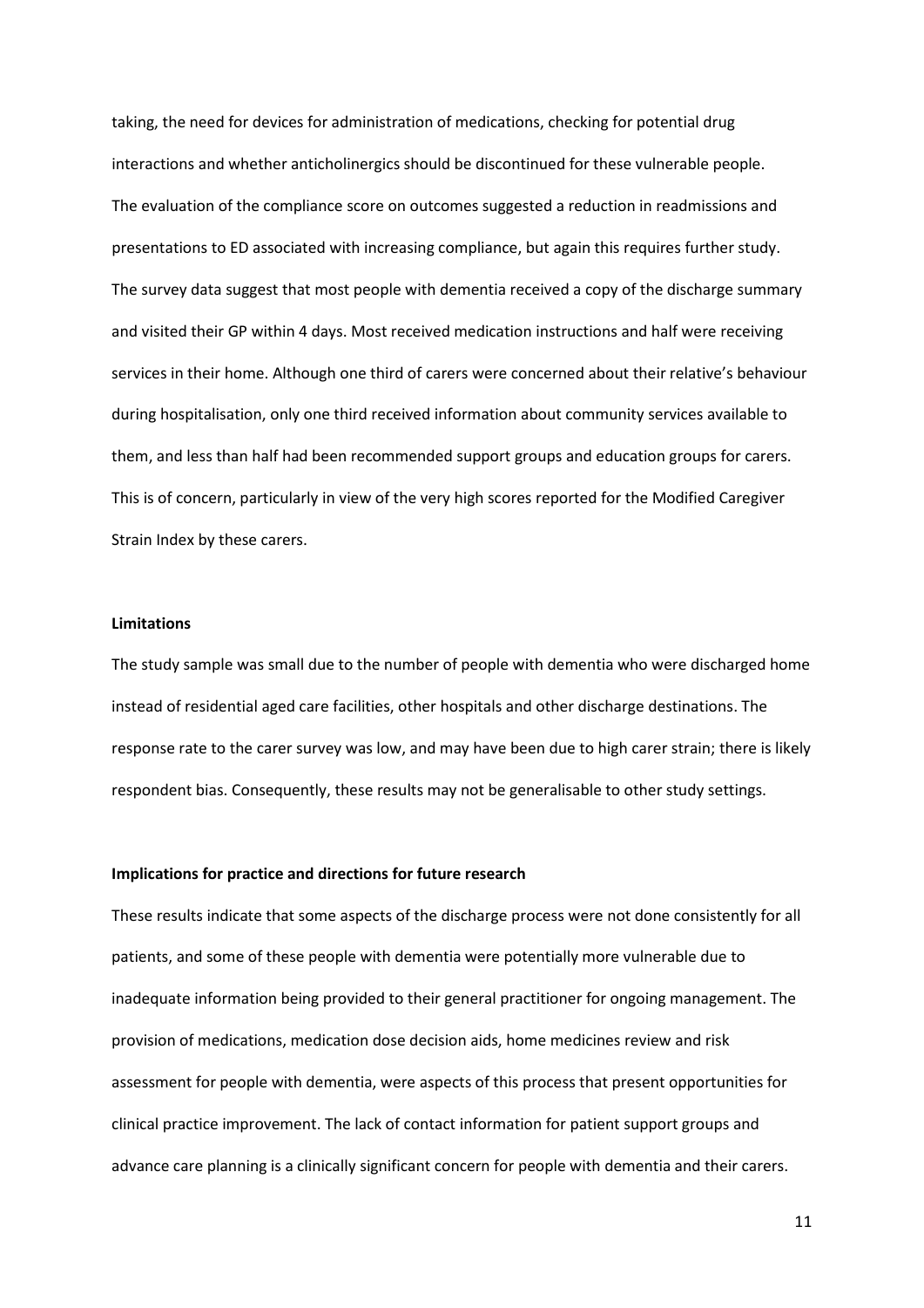taking, the need for devices for administration of medications, checking for potential drug interactions and whether anticholinergics should be discontinued for these vulnerable people. The evaluation of the compliance score on outcomes suggested a reduction in readmissions and presentations to ED associated with increasing compliance, but again this requires further study. The survey data suggest that most people with dementia received a copy of the discharge summary and visited their GP within 4 days. Most received medication instructions and half were receiving services in their home. Although one third of carers were concerned about their relative's behaviour during hospitalisation, only one third received information about community services available to them, and less than half had been recommended support groups and education groups for carers. This is of concern, particularly in view of the very high scores reported for the Modified Caregiver Strain Index by these carers.

**Limitations**

The study sample was small due to the number of people with dementia who were discharged home instead of residential aged care facilities, other hospitals and other discharge destinations. The response rate to the carer survey was low, and may have been due to high carer strain; there is likely respondent bias. Consequently, these results may not be generalisable to other study settings.

**Implications for practice and directions for future research**

These results indicate that some aspects of the discharge process were not done consistently for all patients, and some of these people with dementia were potentially more vulnerable due to inadequate information being provided to their general practitioner for ongoing management. The provision of medications, medication dose decision aids, home medicines review and risk assessment for people with dementia, were aspects of this process that present opportunities for clinical practice improvement. The lack of contact information for patient support groups and advance care planning is a clinically significant concern for people with dementia and their carers.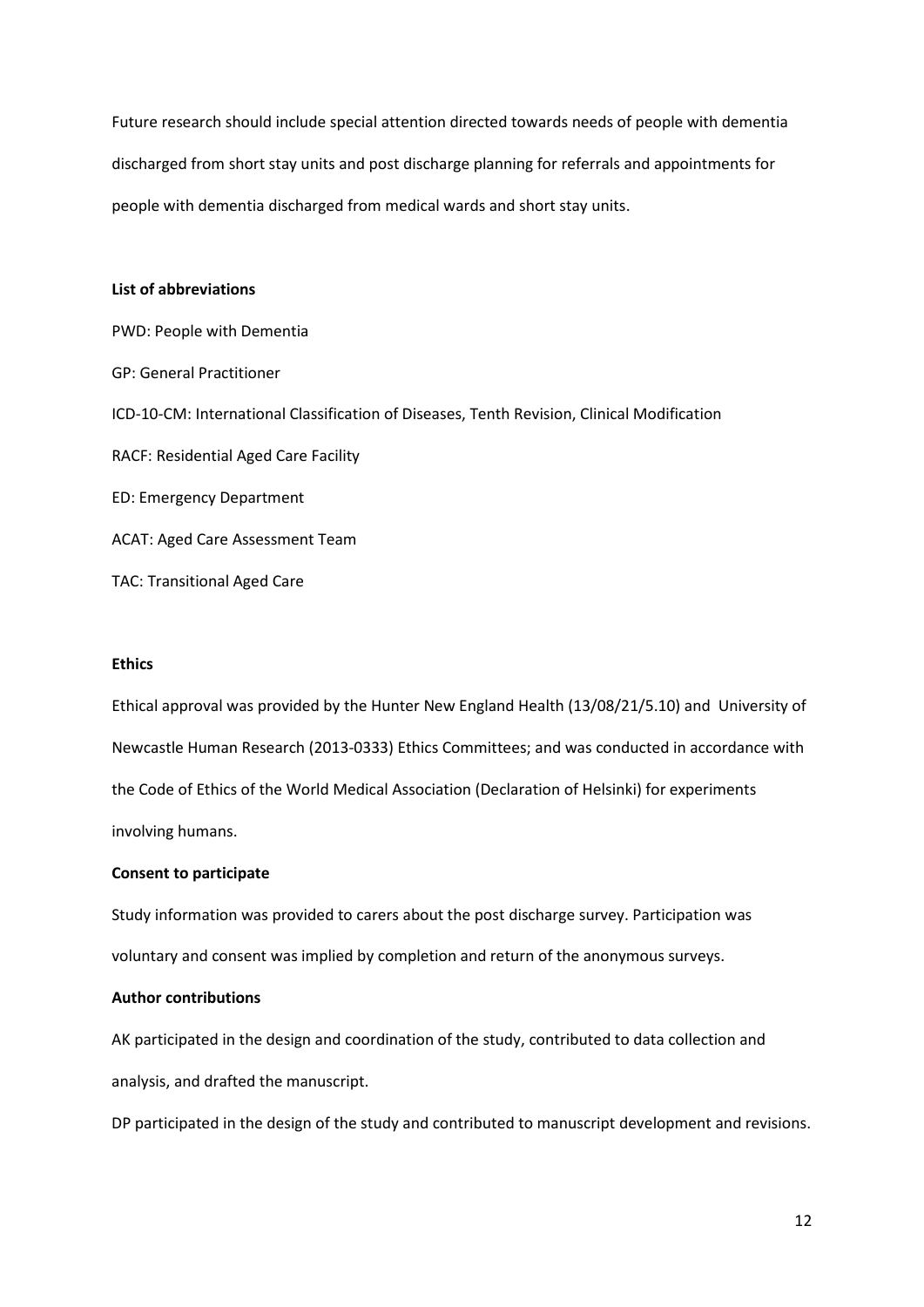Future research should include special attention directed towards needs of people with dementia discharged from short stay units and post discharge planning for referrals and appointments for people with dementia discharged from medical wards and short stay units.

**List of abbreviations**

PWD: People with Dementia

GP: General Practitioner

ICD-10-CM: International Classification of Diseases, Tenth Revision, Clinical Modification

RACF: Residential Aged Care Facility

ED: Emergency Department

ACAT: Aged Care Assessment Team

TAC: Transitional Aged Care

**Ethics**

Ethical approval was provided by the Hunter New England Health (13/08/21/5.10) and University of Newcastle Human Research (2013-0333) Ethics Committees; and was conducted in accordance with the Code of Ethics of the World Medical Association (Declaration of Helsinki) for experiments involving humans.

**Consent to participate**

Study information was provided to carers about the post discharge survey. Participation was voluntary and consent was implied by completion and return of the anonymous surveys.

**Author contributions**

AK participated in the design and coordination of the study, contributed to data collection and analysis, and drafted the manuscript.

DP participated in the design of the study and contributed to manuscript development and revisions.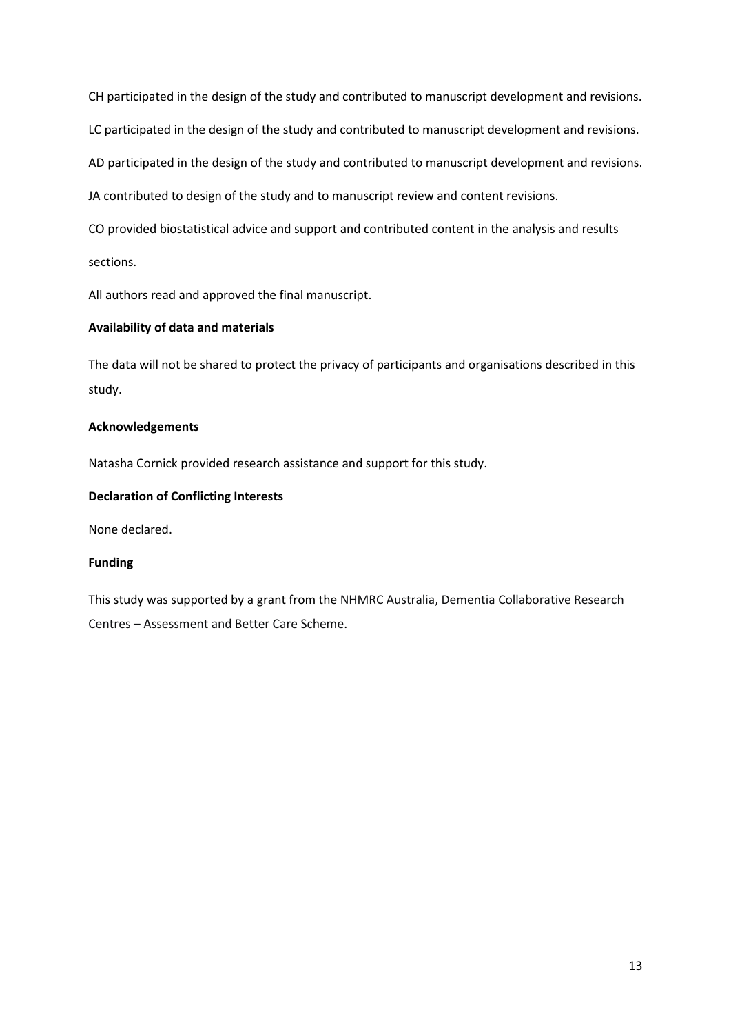CH participated in the design of the study and contributed to manuscript development and revisions.

LC participated in the design of the study and contributed to manuscript development and revisions.

AD participated in the design of the study and contributed to manuscript development and revisions.

JA contributed to design of the study and to manuscript review and content revisions.

CO provided biostatistical advice and support and contributed content in the analysis and results sections.

All authors read and approved the final manuscript.

**Availability of data and materials**

The data will not be shared to protect the privacy of participants and organisations described in this study.

**Acknowledgements**

Natasha Cornick provided research assistance and support for this study.

**Declaration of Conflicting Interests**

None declared.

**Funding**

This study was supported by a grant from the NHMRC Australia, Dementia Collaborative Research Centres – Assessment and Better Care Scheme.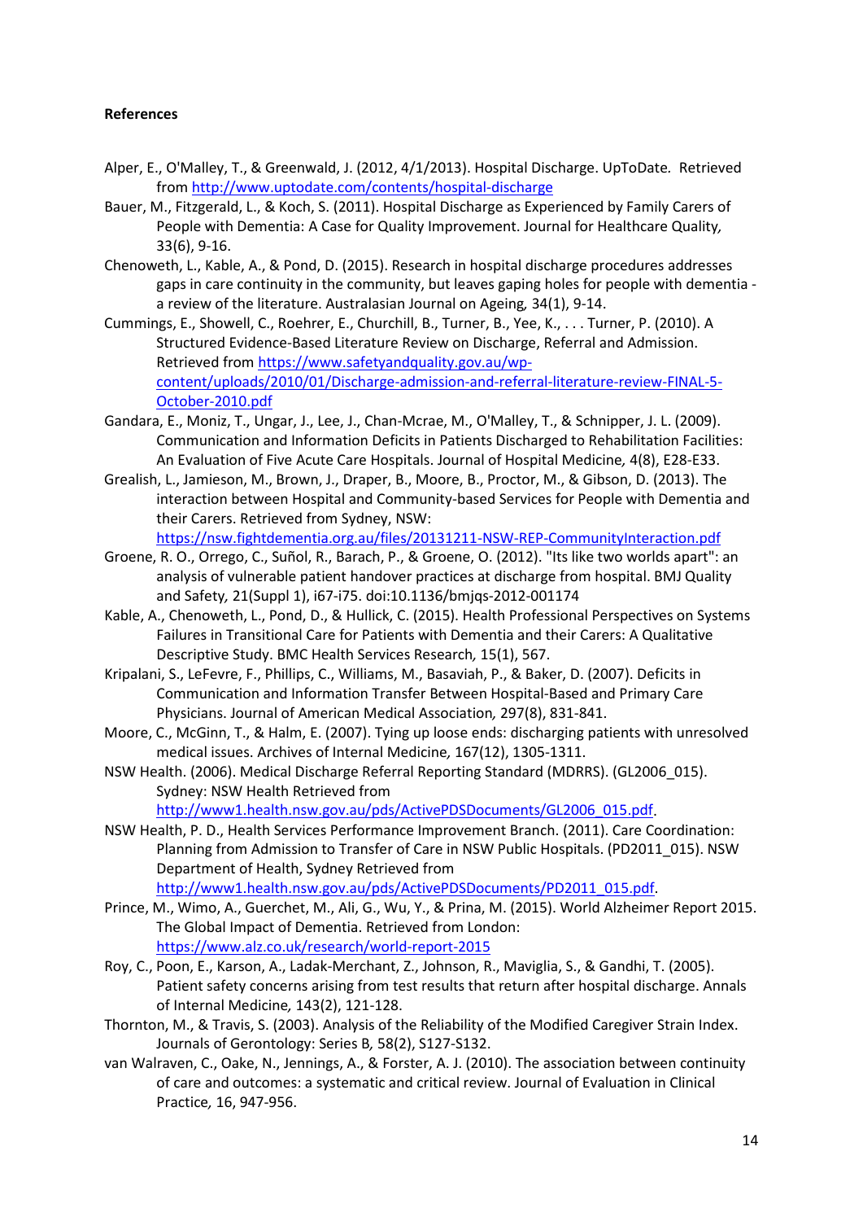**References**

Alper, E., O'Malley, T., & Greenwald, J. (2012, 4/1/2013). Hospital Discharge. UpToDate. Retrieved from http://www.uptodate.com/contents/hospital-discharge

Bauer, M., Fitzgerald, L., & Koch, S. (2011). Hospital Discharge as Experienced by Family Carers of People with Dementia: A Case for Quality Improvement. Journal for Healthcare Quality, 33(6), 9-16.

Chenoweth, L., Kable, A., & Pond, D. (2015). Research in hospital discharge procedures addresses gaps in care continuity in the community, but leaves gaping holes for people with dementia - a review of the literature. Australasian Journal on Ageing, 34(1), 9-14.

Cummings, E., Showell, C., Roehrer, E., Churchill, B., Turner, B., Yee, K., . . . Turner, P. (2010). A Structured Evidence-Based Literature Review on Discharge, Referral and Admission. Retrieved from https://www.safetyandquality.gov.au/wp-content/uploads/2010/01/Discharge-admission-and-referral-literature-review-FINAL-5-October-2010.pdf

Gandara, E., Moniz, T., Ungar, J., Lee, J., Chan-Mcrae, M., O'Malley, T., & Schnipper, J. L. (2009). Communication and Information Deficits in Patients Discharged to Rehabilitation Facilities: An Evaluation of Five Acute Care Hospitals. Journal of Hospital Medicine, 4(8), E28-E33.

Grealish, L., Jamieson, M., Brown, J., Draper, B., Moore, B., Proctor, M., & Gibson, D. (2013). The interaction between Hospital and Community-based Services for People with Dementia and their Carers. Retrieved from Sydney, NSW: https://nsw.fightdementia.org.au/files/20131211-NSW-REP-CommunityInteraction.pdf

Groene, R. O., Orrego, C., Suñol, R., Barach, P., & Groene, O. (2012). "Its like two worlds apart": an analysis of vulnerable patient handover practices at discharge from hospital. BMJ Quality and Safety, 21(Suppl 1), i67-i75. doi:10.1136/bmjqs-2012-001174

Kable, A., Chenoweth, L., Pond, D., & Hullick, C. (2015). Health Professional Perspectives on Systems Failures in Transitional Care for Patients with Dementia and their Carers: A Qualitative Descriptive Study. BMC Health Services Research, 15(1), 567.

Kripalani, S., LeFevre, F., Phillips, C., Williams, M., Basaviah, P., & Baker, D. (2007). Deficits in Communication and Information Transfer Between Hospital-Based and Primary Care Physicians. Journal of American Medical Association, 297(8), 831-841.

Moore, C., McGinn, T., & Halm, E. (2007). Tying up loose ends: discharging patients with unresolved medical issues. Archives of Internal Medicine, 167(12), 1305-1311.

NSW Health. (2006). Medical Discharge Referral Reporting Standard (MDRRS). (GL2006_015). Sydney: NSW Health Retrieved from http://www1.health.nsw.gov.au/pds/ActivePDSDocuments/GL2006_015.pdf.

NSW Health, P. D., Health Services Performance Improvement Branch. (2011). Care Coordination: Planning from Admission to Transfer of Care in NSW Public Hospitals. (PD2011_015). NSW Department of Health, Sydney Retrieved from http://www1.health.nsw.gov.au/pds/ActivePDSDocuments/PD2011_015.pdf.

Prince, M., Wimo, A., Guerchet, M., Ali, G., Wu, Y., & Prina, M. (2015). World Alzheimer Report 2015. The Global Impact of Dementia. Retrieved from London: https://www.alz.co.uk/research/world-report-2015

Roy, C., Poon, E., Karson, A., Ladak-Merchant, Z., Johnson, R., Maviglia, S., & Gandhi, T. (2005). Patient safety concerns arising from test results that return after hospital discharge. Annals of Internal Medicine, 143(2), 121-128.

Thornton, M., & Travis, S. (2003). Analysis of the Reliability of the Modified Caregiver Strain Index. Journals of Gerontology: Series B, 58(2), S127-S132.

van Walraven, C., Oake, N., Jennings, A., & Forster, A. J. (2010). The association between continuity of care and outcomes: a systematic and critical review. Journal of Evaluation in Clinical Practice, 16, 947-956.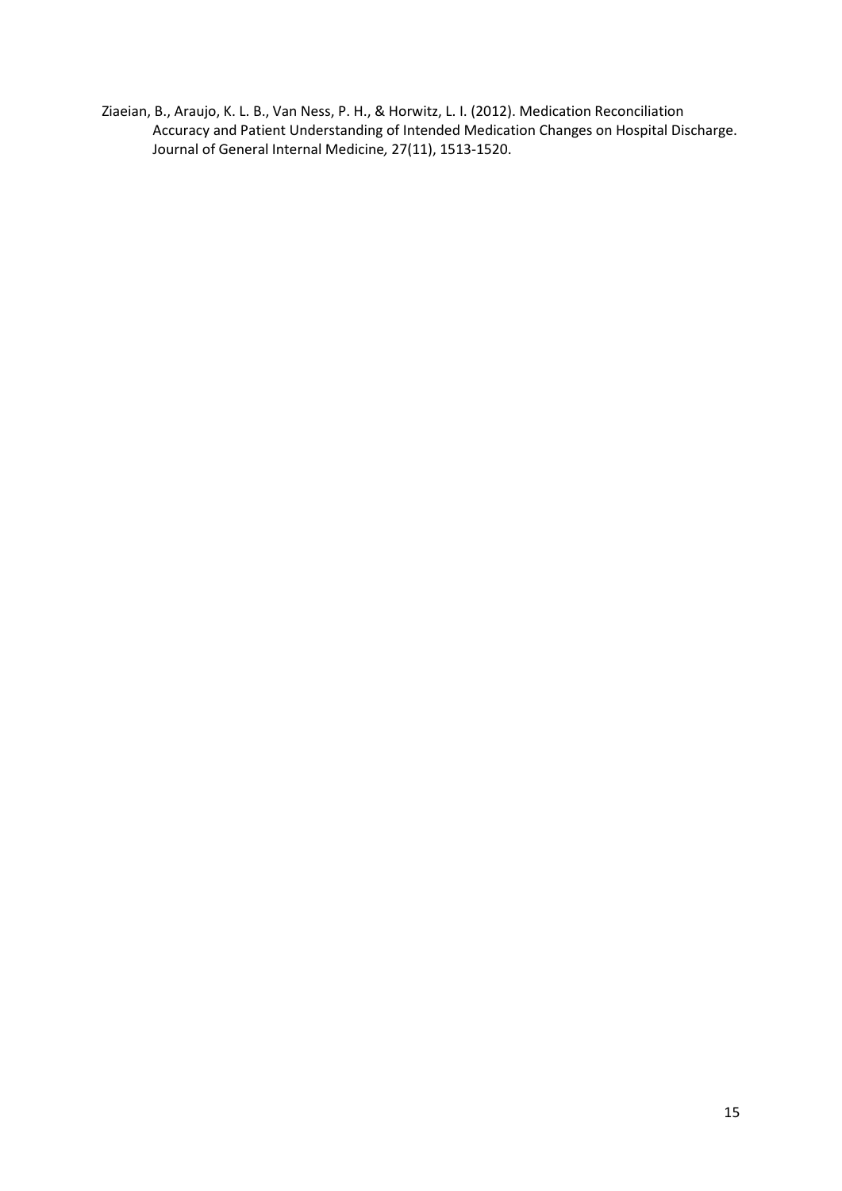Ziaeian, B., Araujo, K. L. B., Van Ness, P. H., & Horwitz, L. I. (2012). Medication Reconciliation Accuracy and Patient Understanding of Intended Medication Changes on Hospital Discharge. *Journal of General Internal Medicine,* 27(11), 1513-1520.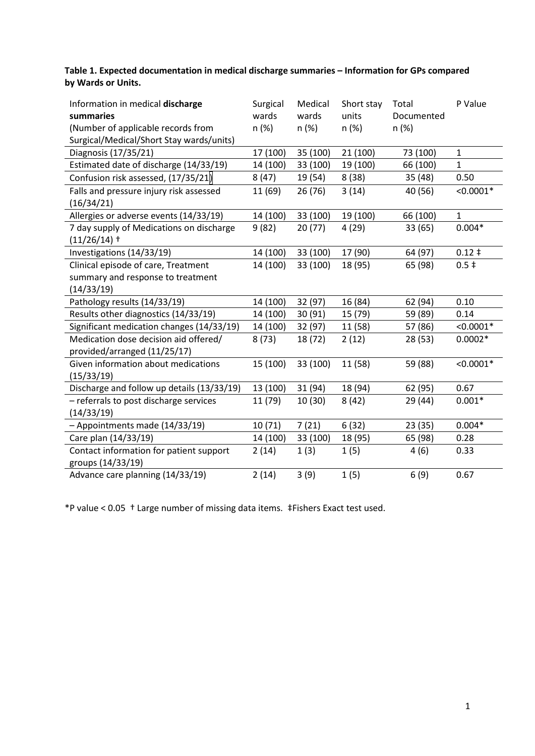**Table 1. Expected documentation in medical discharge summaries – Information for GPs compared by Wards or Units.**

| Information in medical **discharge summaries** (Number of applicable records from Surgical/Medical/Short Stay wards/units) | Surgical wards n (%) | Medical wards n (%) | Short stay units n (%) | Total Documented n (%) | P Value |
|---|---|---|---|---|---|
| Diagnosis (17/35/21) | 17 (100) | 35 (100) | 21 (100) | 73 (100) | 1 |
| Estimated date of discharge (14/33/19) | 14 (100) | 33 (100) | 19 (100) | 66 (100) | 1 |
| Confusion risk assessed, (17/35/21) | 8 (47) | 19 (54) | 8 (38) | 35 (48) | 0.50 |
| Falls and pressure injury risk assessed (16/34/21) | 11 (69) | 26 (76) | 3 (14) | 40 (56) | <0.0001* |
| Allergies or adverse events (14/33/19) | 14 (100) | 33 (100) | 19 (100) | 66 (100) | 1 |
| 7 day supply of Medications on discharge (11/26/14) † | 9 (82) | 20 (77) | 4 (29) | 33 (65) | 0.004* |
| Investigations (14/33/19) | 14 (100) | 33 (100) | 17 (90) | 64 (97) | 0.12 ‡ |
| Clinical episode of care, Treatment summary and response to treatment (14/33/19) | 14 (100) | 33 (100) | 18 (95) | 65 (98) | 0.5 ‡ |
| Pathology results (14/33/19) | 14 (100) | 32 (97) | 16 (84) | 62 (94) | 0.10 |
| Results other diagnostics (14/33/19) | 14 (100) | 30 (91) | 15 (79) | 59 (89) | 0.14 |
| Significant medication changes (14/33/19) | 14 (100) | 32 (97) | 11 (58) | 57 (86) | <0.0001* |
| Medication dose decision aid offered/ provided/arranged (11/25/17) | 8 (73) | 18 (72) | 2 (12) | 28 (53) | 0.0002* |
| Given information about medications (15/33/19) | 15 (100) | 33 (100) | 11 (58) | 59 (88) | <0.0001* |
| Discharge and follow up details (13/33/19) | 13 (100) | 31 (94) | 18 (94) | 62 (95) | 0.67 |
| – referrals to post discharge services (14/33/19) | 11 (79) | 10 (30) | 8 (42) | 29 (44) | 0.001* |
| – Appointments made (14/33/19) | 10 (71) | 7 (21) | 6 (32) | 23 (35) | 0.004* |
| Care plan (14/33/19) | 14 (100) | 33 (100) | 18 (95) | 65 (98) | 0.28 |
| Contact information for patient support groups (14/33/19) | 2 (14) | 1 (3) | 1 (5) | 4 (6) | 0.33 |
| Advance care planning (14/33/19) | 2 (14) | 3 (9) | 1 (5) | 6 (9) | 0.67 |

*P value < 0.05 † Large number of missing data items. ‡Fishers Exact test used.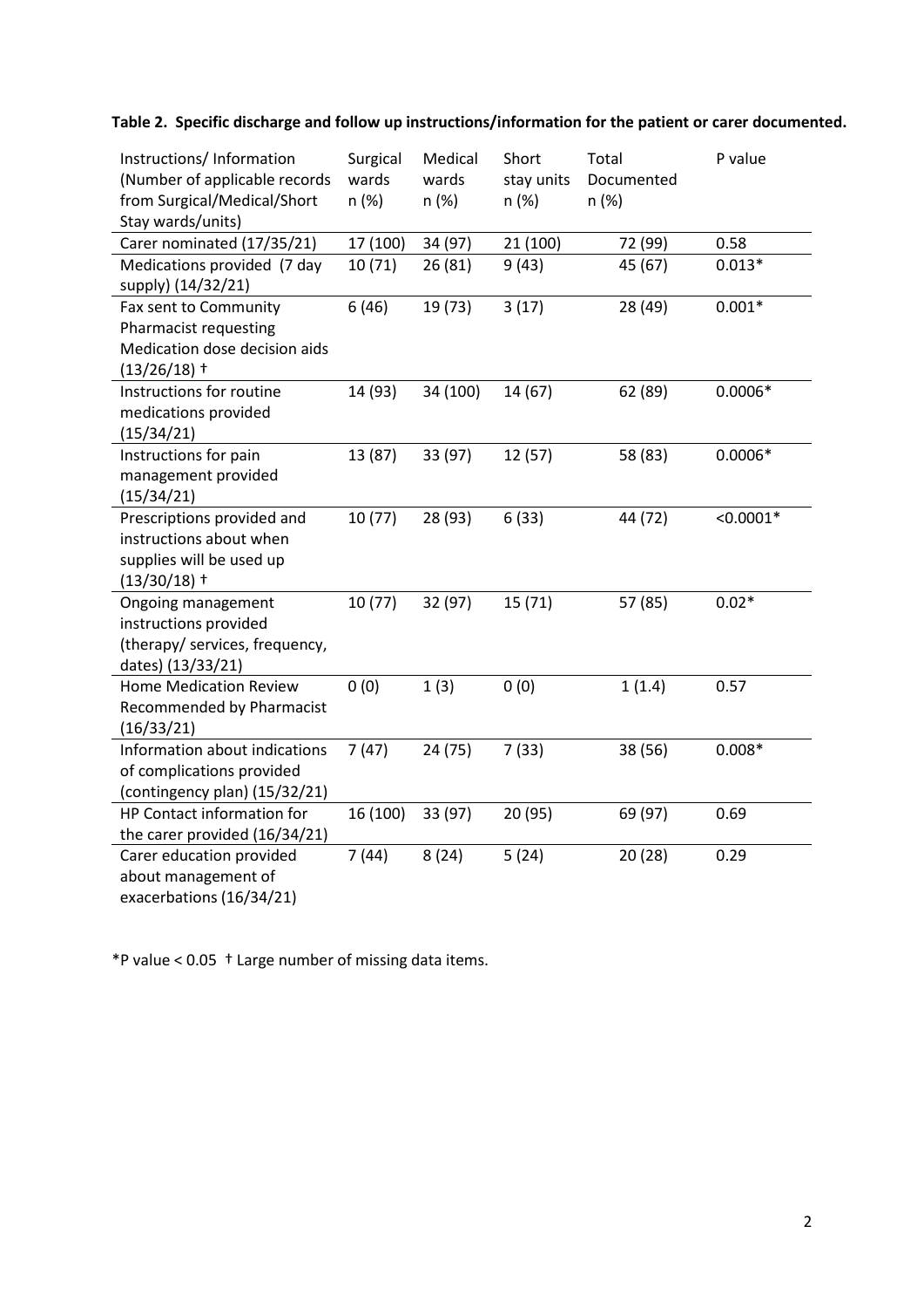**Table 2. Specific discharge and follow up instructions/information for the patient or carer documented.**

| Instructions/ Information (Number of applicable records from Surgical/Medical/Short Stay wards/units) | Surgical wards n (%) | Medical wards n (%) | Short stay units n (%) | Total Documented n (%) | P value |
|---|---|---|---|---|---|
| Carer nominated (17/35/21) | 17 (100) | 34 (97) | 21 (100) | 72 (99) | 0.58 |
| Medications provided (7 day supply) (14/32/21) | 10 (71) | 26 (81) | 9 (43) | 45 (67) | 0.013* |
| Fax sent to Community Pharmacist requesting Medication dose decision aids (13/26/18) † | 6 (46) | 19 (73) | 3 (17) | 28 (49) | 0.001* |
| Instructions for routine medications provided (15/34/21) | 14 (93) | 34 (100) | 14 (67) | 62 (89) | 0.0006* |
| Instructions for pain management provided (15/34/21) | 13 (87) | 33 (97) | 12 (57) | 58 (83) | 0.0006* |
| Prescriptions provided and instructions about when supplies will be used up (13/30/18) † | 10 (77) | 28 (93) | 6 (33) | 44 (72) | <0.0001* |
| Ongoing management instructions provided (therapy/ services, frequency, dates) (13/33/21) | 10 (77) | 32 (97) | 15 (71) | 57 (85) | 0.02* |
| Home Medication Review Recommended by Pharmacist (16/33/21) | 0 (0) | 1 (3) | 0 (0) | 1 (1.4) | 0.57 |
| Information about indications of complications provided (contingency plan) (15/32/21) | 7 (47) | 24 (75) | 7 (33) | 38 (56) | 0.008* |
| HP Contact information for the carer provided (16/34/21) | 16 (100) | 33 (97) | 20 (95) | 69 (97) | 0.69 |
| Carer education provided about management of exacerbations (16/34/21) | 7 (44) | 8 (24) | 5 (24) | 20 (28) | 0.29 |

*P value < 0.05 † Large number of missing data items.